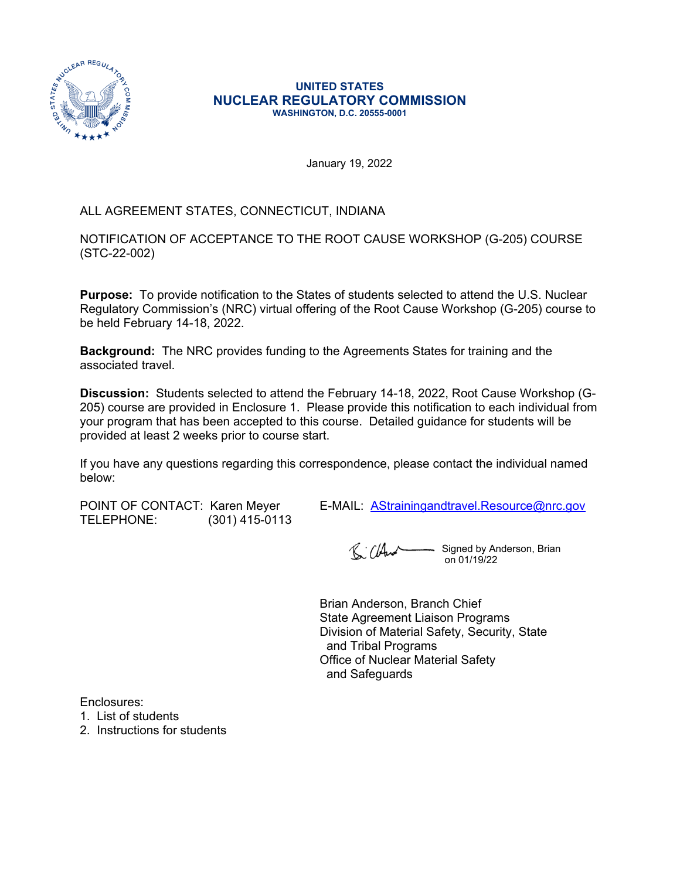**UNITED STATES**
**NUCLEAR REGULATORY COMMISSION**
**WASHINGTON, D.C. 20555-0001**

January 19, 2022

ALL AGREEMENT STATES, CONNECTICUT, INDIANA

NOTIFICATION OF ACCEPTANCE TO THE ROOT CAUSE WORKSHOP (G-205) COURSE (STC-22-002)

**Purpose:** To provide notification to the States of students selected to attend the U.S. Nuclear Regulatory Commission's (NRC) virtual offering of the Root Cause Workshop (G-205) course to be held February 14-18, 2022.

**Background:** The NRC provides funding to the Agreements States for training and the associated travel.

**Discussion:** Students selected to attend the February 14-18, 2022, Root Cause Workshop (G-205) course are provided in Enclosure 1. Please provide this notification to each individual from your program that has been accepted to this course. Detailed guidance for students will be provided at least 2 weeks prior to course start.

If you have any questions regarding this correspondence, please contact the individual named below:

POINT OF CONTACT: Karen Meyer E-MAIL: AStrainingandtravel.Resource@nrc.gov
TELEPHONE: (301) 415-0113

Signed by Anderson, Brian on 01/19/22

Brian Anderson, Branch Chief
State Agreement Liaison Programs
Division of Material Safety, Security, State and Tribal Programs
Office of Nuclear Material Safety and Safeguards

Enclosures:

1. List of students
2. Instructions for students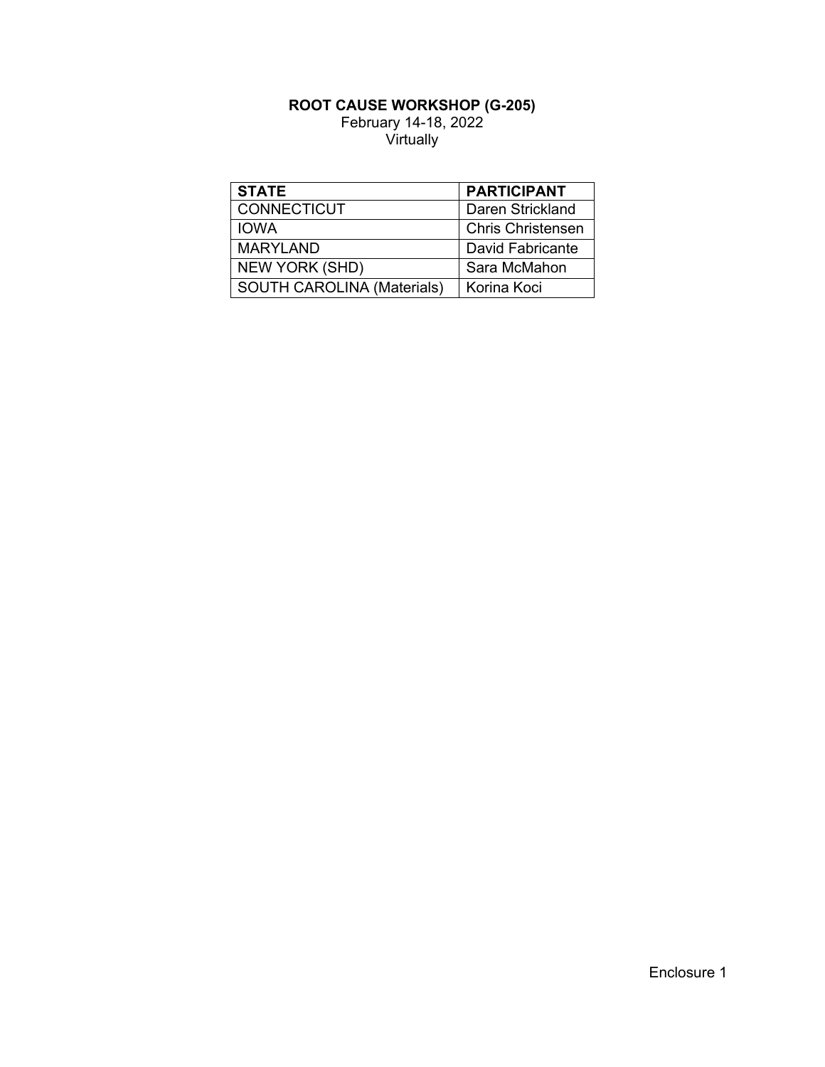**ROOT CAUSE WORKSHOP (G-205)**
February 14-18, 2022
Virtually

| STATE | PARTICIPANT |
| --- | --- |
| CONNECTICUT | Daren Strickland |
| IOWA | Chris Christensen |
| MARYLAND | David Fabricante |
| NEW YORK (SHD) | Sara McMahon |
| SOUTH CAROLINA (Materials) | Korina Koci |

Enclosure 1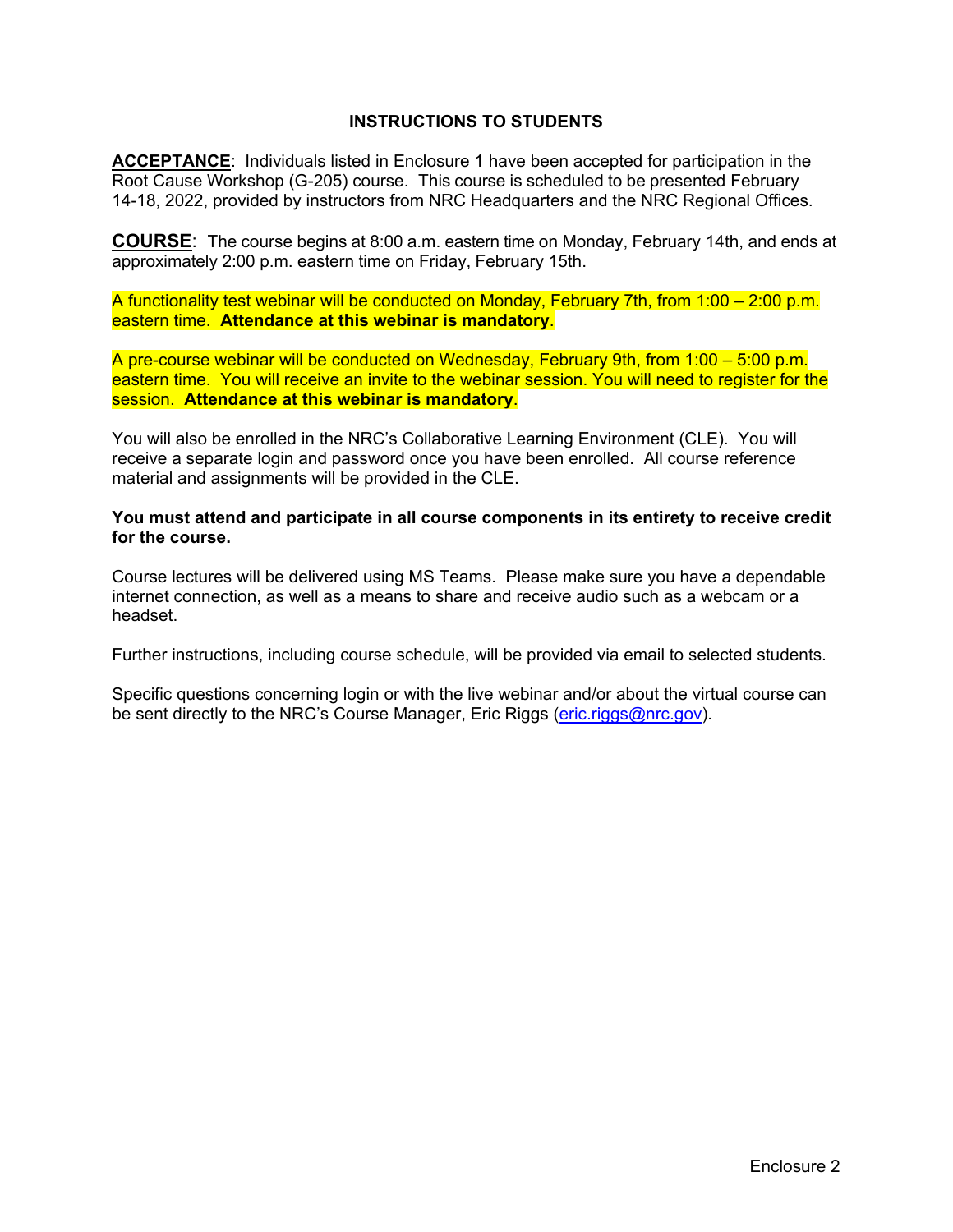## INSTRUCTIONS TO STUDENTS

**ACCEPTANCE**: Individuals listed in Enclosure 1 have been accepted for participation in the Root Cause Workshop (G-205) course. This course is scheduled to be presented February 14-18, 2022, provided by instructors from NRC Headquarters and the NRC Regional Offices.

**COURSE**: The course begins at 8:00 a.m. eastern time on Monday, February 14th, and ends at approximately 2:00 p.m. eastern time on Friday, February 15th.

A functionality test webinar will be conducted on Monday, February 7th, from 1:00 – 2:00 p.m. eastern time. **Attendance at this webinar is mandatory**.

A pre-course webinar will be conducted on Wednesday, February 9th, from 1:00 – 5:00 p.m. eastern time. You will receive an invite to the webinar session. You will need to register for the session. **Attendance at this webinar is mandatory**.

You will also be enrolled in the NRC's Collaborative Learning Environment (CLE). You will receive a separate login and password once you have been enrolled. All course reference material and assignments will be provided in the CLE.

**You must attend and participate in all course components in its entirety to receive credit for the course.**

Course lectures will be delivered using MS Teams. Please make sure you have a dependable internet connection, as well as a means to share and receive audio such as a webcam or a headset.

Further instructions, including course schedule, will be provided via email to selected students.

Specific questions concerning login or with the live webinar and/or about the virtual course can be sent directly to the NRC's Course Manager, Eric Riggs (eric.riggs@nrc.gov).

Enclosure 2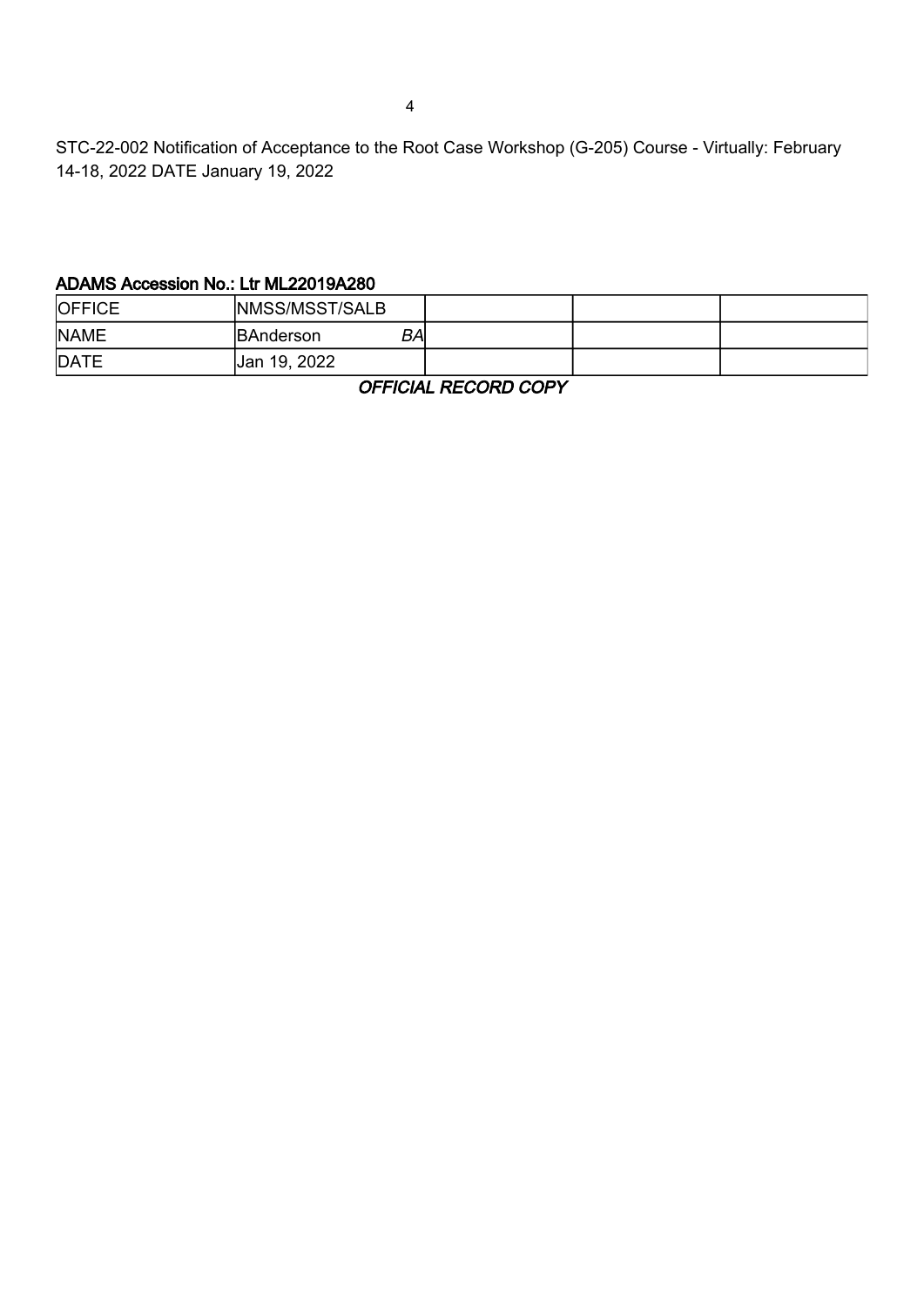STC-22-002 Notification of Acceptance to the Root Case Workshop (G-205) Course - Virtually: February 14-18, 2022 DATE January 19, 2022

**ADAMS Accession No.: Ltr ML22019A280**

| | | | | |
|---|---|---|---|---|
| OFFICE | NMSS/MSST/SALB | | | |
| NAME | BAnderson *BA* | | | |
| DATE | Jan 19, 2022 | | | |

***OFFICIAL RECORD COPY***